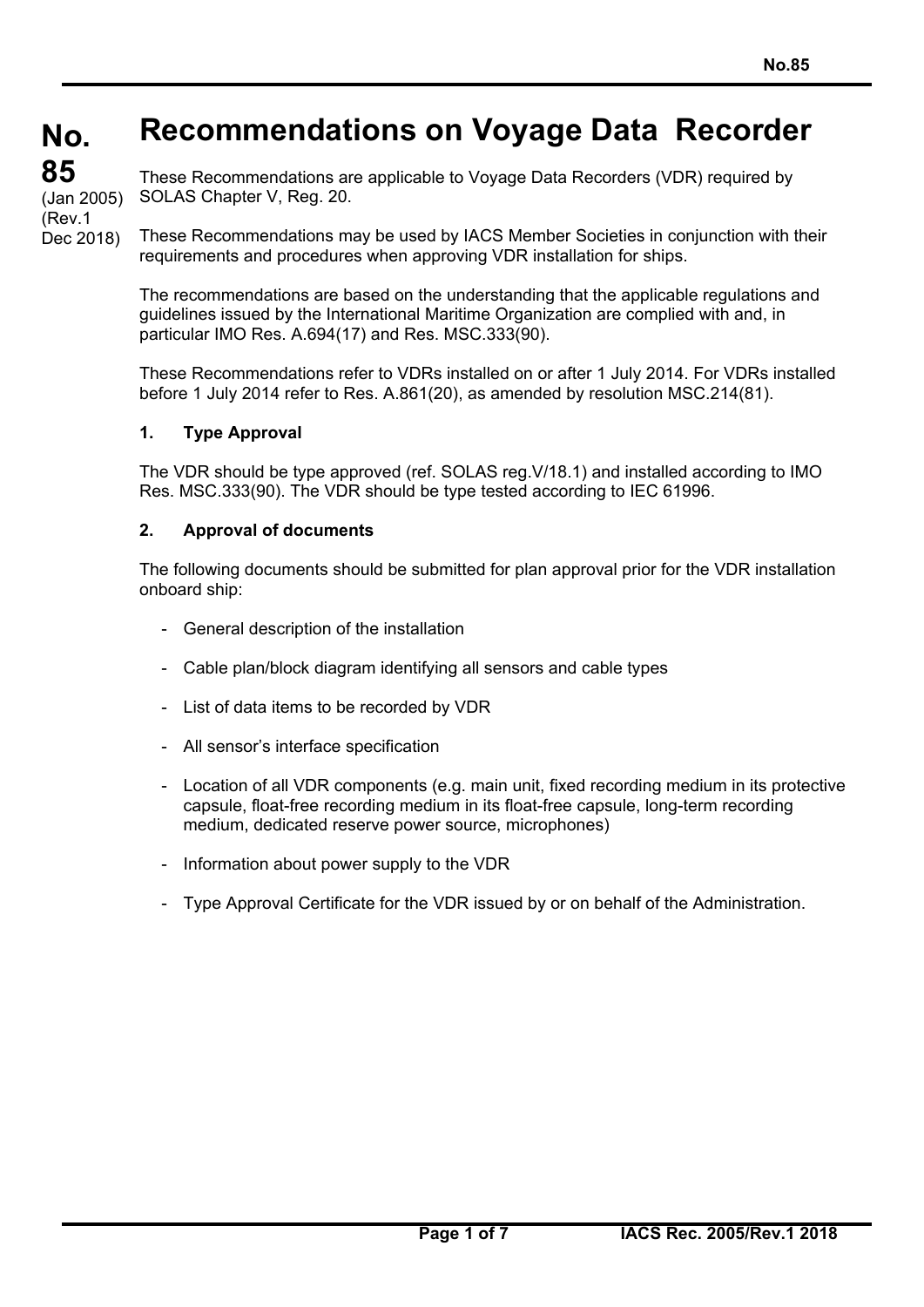# No. 85

(Jan 2005)
(Rev.1 Dec 2018)

# Recommendations on Voyage Data Recorder

These Recommendations are applicable to Voyage Data Recorders (VDR) required by SOLAS Chapter V, Reg. 20.

These Recommendations may be used by IACS Member Societies in conjunction with their requirements and procedures when approving VDR installation for ships.

The recommendations are based on the understanding that the applicable regulations and guidelines issued by the International Maritime Organization are complied with and, in particular IMO Res. A.694(17) and Res. MSC.333(90).

These Recommendations refer to VDRs installed on or after 1 July 2014. For VDRs installed before 1 July 2014 refer to Res. A.861(20), as amended by resolution MSC.214(81).

## 1. Type Approval

The VDR should be type approved (ref. SOLAS reg.V/18.1) and installed according to IMO Res. MSC.333(90). The VDR should be type tested according to IEC 61996.

## 2. Approval of documents

The following documents should be submitted for plan approval prior for the VDR installation onboard ship:

- General description of the installation
- Cable plan/block diagram identifying all sensors and cable types
- List of data items to be recorded by VDR
- All sensor's interface specification
- Location of all VDR components (e.g. main unit, fixed recording medium in its protective capsule, float-free recording medium in its float-free capsule, long-term recording medium, dedicated reserve power source, microphones)
- Information about power supply to the VDR
- Type Approval Certificate for the VDR issued by or on behalf of the Administration.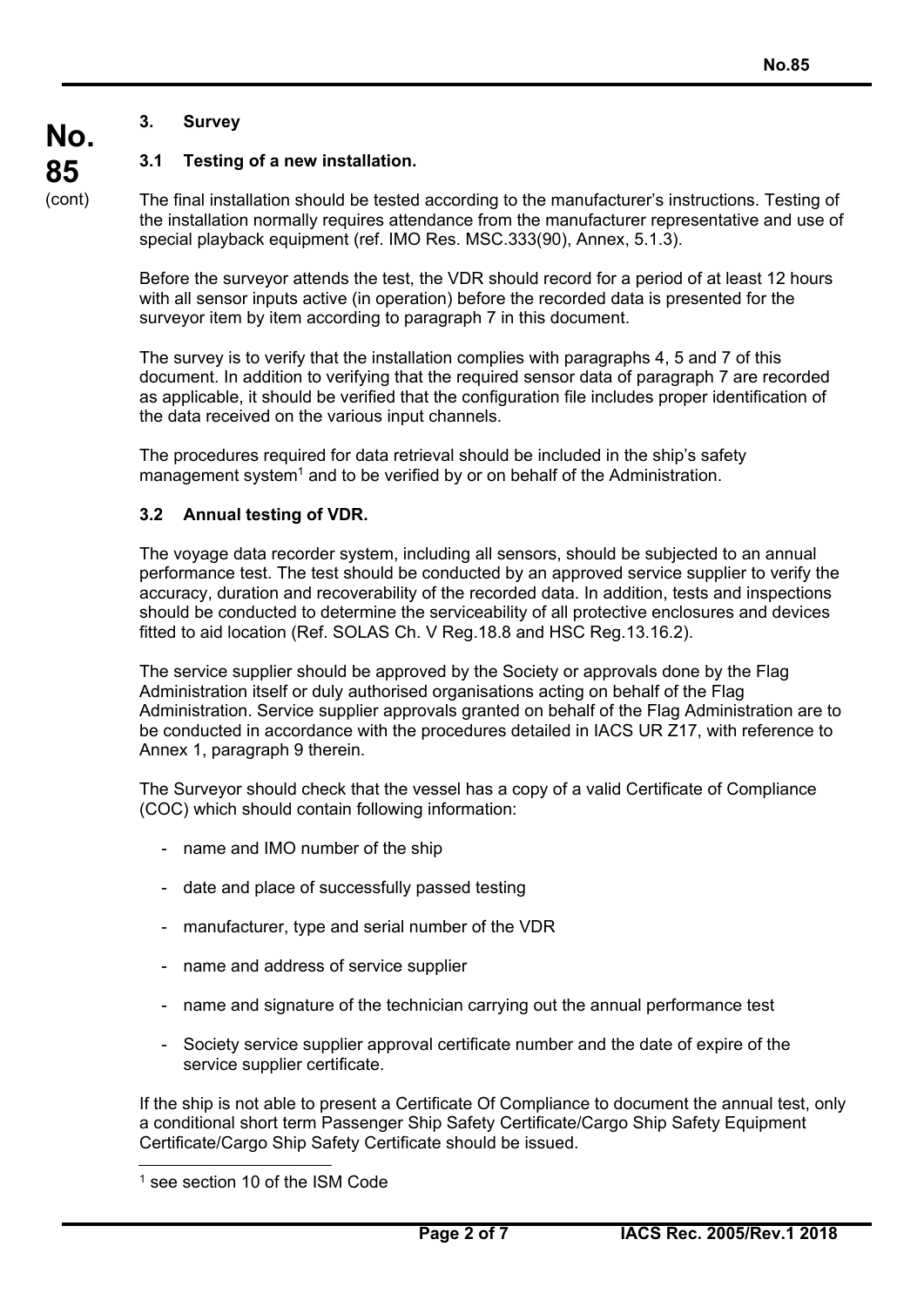## 3. Survey

### 3.1 Testing of a new installation.

The final installation should be tested according to the manufacturer's instructions. Testing of the installation normally requires attendance from the manufacturer representative and use of special playback equipment (ref. IMO Res. MSC.333(90), Annex, 5.1.3).

Before the surveyor attends the test, the VDR should record for a period of at least 12 hours with all sensor inputs active (in operation) before the recorded data is presented for the surveyor item by item according to paragraph 7 in this document.

The survey is to verify that the installation complies with paragraphs 4, 5 and 7 of this document. In addition to verifying that the required sensor data of paragraph 7 are recorded as applicable, it should be verified that the configuration file includes proper identification of the data received on the various input channels.

The procedures required for data retrieval should be included in the ship's safety management system[1] and to be verified by or on behalf of the Administration.

### 3.2 Annual testing of VDR.

The voyage data recorder system, including all sensors, should be subjected to an annual performance test. The test should be conducted by an approved service supplier to verify the accuracy, duration and recoverability of the recorded data. In addition, tests and inspections should be conducted to determine the serviceability of all protective enclosures and devices fitted to aid location (Ref. SOLAS Ch. V Reg.18.8 and HSC Reg.13.16.2).

The service supplier should be approved by the Society or approvals done by the Flag Administration itself or duly authorised organisations acting on behalf of the Flag Administration. Service supplier approvals granted on behalf of the Flag Administration are to be conducted in accordance with the procedures detailed in IACS UR Z17, with reference to Annex 1, paragraph 9 therein.

The Surveyor should check that the vessel has a copy of a valid Certificate of Compliance (COC) which should contain following information:

- name and IMO number of the ship
- date and place of successfully passed testing
- manufacturer, type and serial number of the VDR
- name and address of service supplier
- name and signature of the technician carrying out the annual performance test
- Society service supplier approval certificate number and the date of expire of the service supplier certificate.

If the ship is not able to present a Certificate Of Compliance to document the annual test, only a conditional short term Passenger Ship Safety Certificate/Cargo Ship Safety Equipment Certificate/Cargo Ship Safety Certificate should be issued.

---

[1] see section 10 of the ISM Code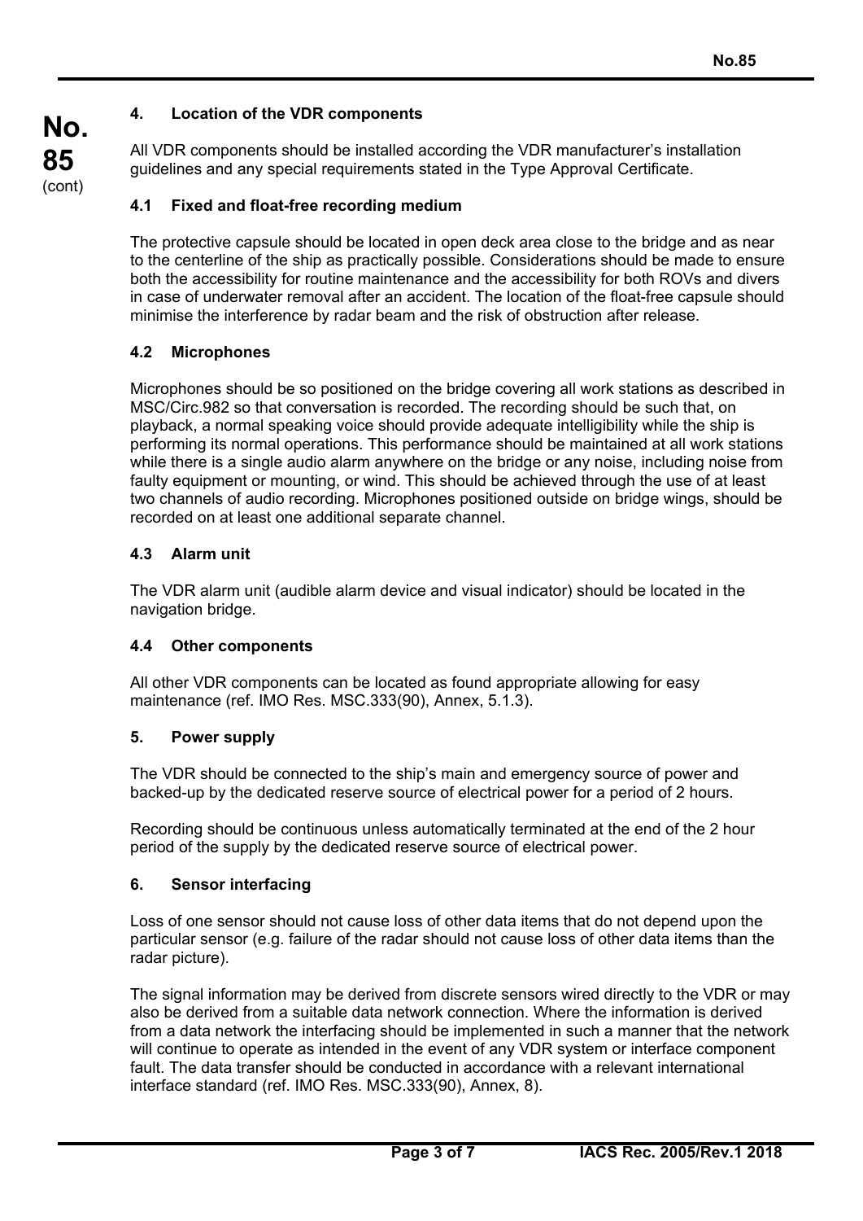## 4. Location of the VDR components

All VDR components should be installed according the VDR manufacturer's installation guidelines and any special requirements stated in the Type Approval Certificate.

### 4.1 Fixed and float-free recording medium

The protective capsule should be located in open deck area close to the bridge and as near to the centerline of the ship as practically possible. Considerations should be made to ensure both the accessibility for routine maintenance and the accessibility for both ROVs and divers in case of underwater removal after an accident. The location of the float-free capsule should minimise the interference by radar beam and the risk of obstruction after release.

### 4.2 Microphones

Microphones should be so positioned on the bridge covering all work stations as described in MSC/Circ.982 so that conversation is recorded. The recording should be such that, on playback, a normal speaking voice should provide adequate intelligibility while the ship is performing its normal operations. This performance should be maintained at all work stations while there is a single audio alarm anywhere on the bridge or any noise, including noise from faulty equipment or mounting, or wind. This should be achieved through the use of at least two channels of audio recording. Microphones positioned outside on bridge wings, should be recorded on at least one additional separate channel.

### 4.3 Alarm unit

The VDR alarm unit (audible alarm device and visual indicator) should be located in the navigation bridge.

### 4.4 Other components

All other VDR components can be located as found appropriate allowing for easy maintenance (ref. IMO Res. MSC.333(90), Annex, 5.1.3).

## 5. Power supply

The VDR should be connected to the ship's main and emergency source of power and backed-up by the dedicated reserve source of electrical power for a period of 2 hours.

Recording should be continuous unless automatically terminated at the end of the 2 hour period of the supply by the dedicated reserve source of electrical power.

## 6. Sensor interfacing

Loss of one sensor should not cause loss of other data items that do not depend upon the particular sensor (e.g. failure of the radar should not cause loss of other data items than the radar picture).

The signal information may be derived from discrete sensors wired directly to the VDR or may also be derived from a suitable data network connection. Where the information is derived from a data network the interfacing should be implemented in such a manner that the network will continue to operate as intended in the event of any VDR system or interface component fault. The data transfer should be conducted in accordance with a relevant international interface standard (ref. IMO Res. MSC.333(90), Annex, 8).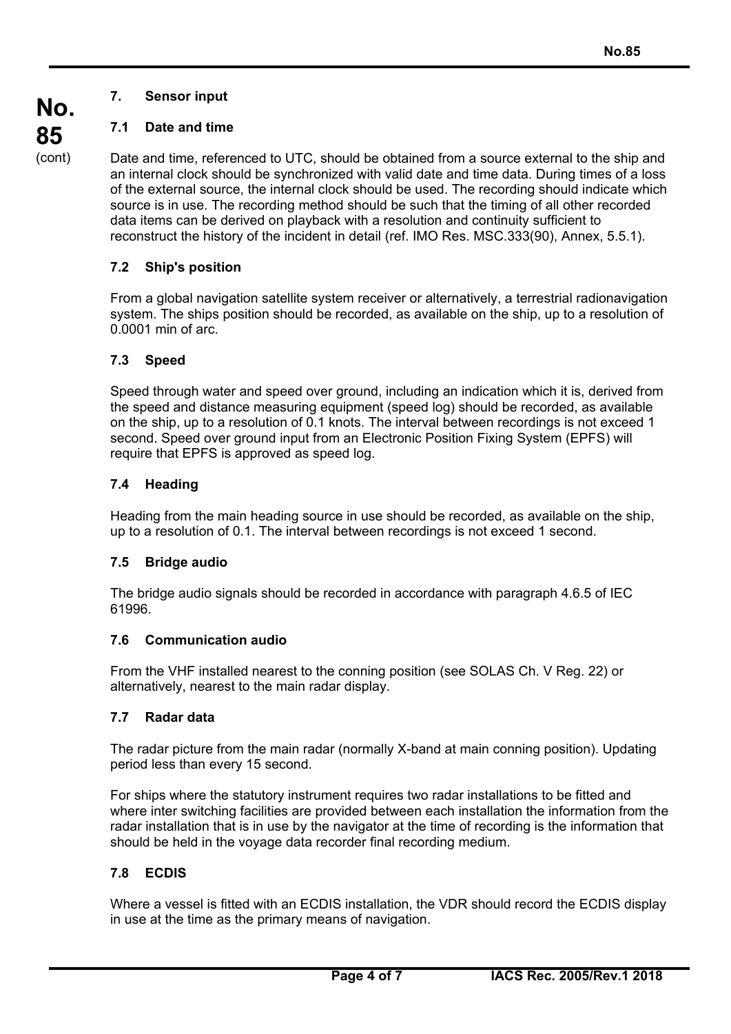## 7. Sensor input

### 7.1 Date and time

Date and time, referenced to UTC, should be obtained from a source external to the ship and an internal clock should be synchronized with valid date and time data. During times of a loss of the external source, the internal clock should be used. The recording should indicate which source is in use. The recording method should be such that the timing of all other recorded data items can be derived on playback with a resolution and continuity sufficient to reconstruct the history of the incident in detail (ref. IMO Res. MSC.333(90), Annex, 5.5.1).

### 7.2 Ship's position

From a global navigation satellite system receiver or alternatively, a terrestrial radionavigation system. The ships position should be recorded, as available on the ship, up to a resolution of 0.0001 min of arc.

### 7.3 Speed

Speed through water and speed over ground, including an indication which it is, derived from the speed and distance measuring equipment (speed log) should be recorded, as available on the ship, up to a resolution of 0.1 knots. The interval between recordings is not exceed 1 second. Speed over ground input from an Electronic Position Fixing System (EPFS) will require that EPFS is approved as speed log.

### 7.4 Heading

Heading from the main heading source in use should be recorded, as available on the ship, up to a resolution of 0.1. The interval between recordings is not exceed 1 second.

### 7.5 Bridge audio

The bridge audio signals should be recorded in accordance with paragraph 4.6.5 of IEC 61996.

### 7.6 Communication audio

From the VHF installed nearest to the conning position (see SOLAS Ch. V Reg. 22) or alternatively, nearest to the main radar display.

### 7.7 Radar data

The radar picture from the main radar (normally X-band at main conning position). Updating period less than every 15 second.

For ships where the statutory instrument requires two radar installations to be fitted and where inter switching facilities are provided between each installation the information from the radar installation that is in use by the navigator at the time of recording is the information that should be held in the voyage data recorder final recording medium.

### 7.8 ECDIS

Where a vessel is fitted with an ECDIS installation, the VDR should record the ECDIS display in use at the time as the primary means of navigation.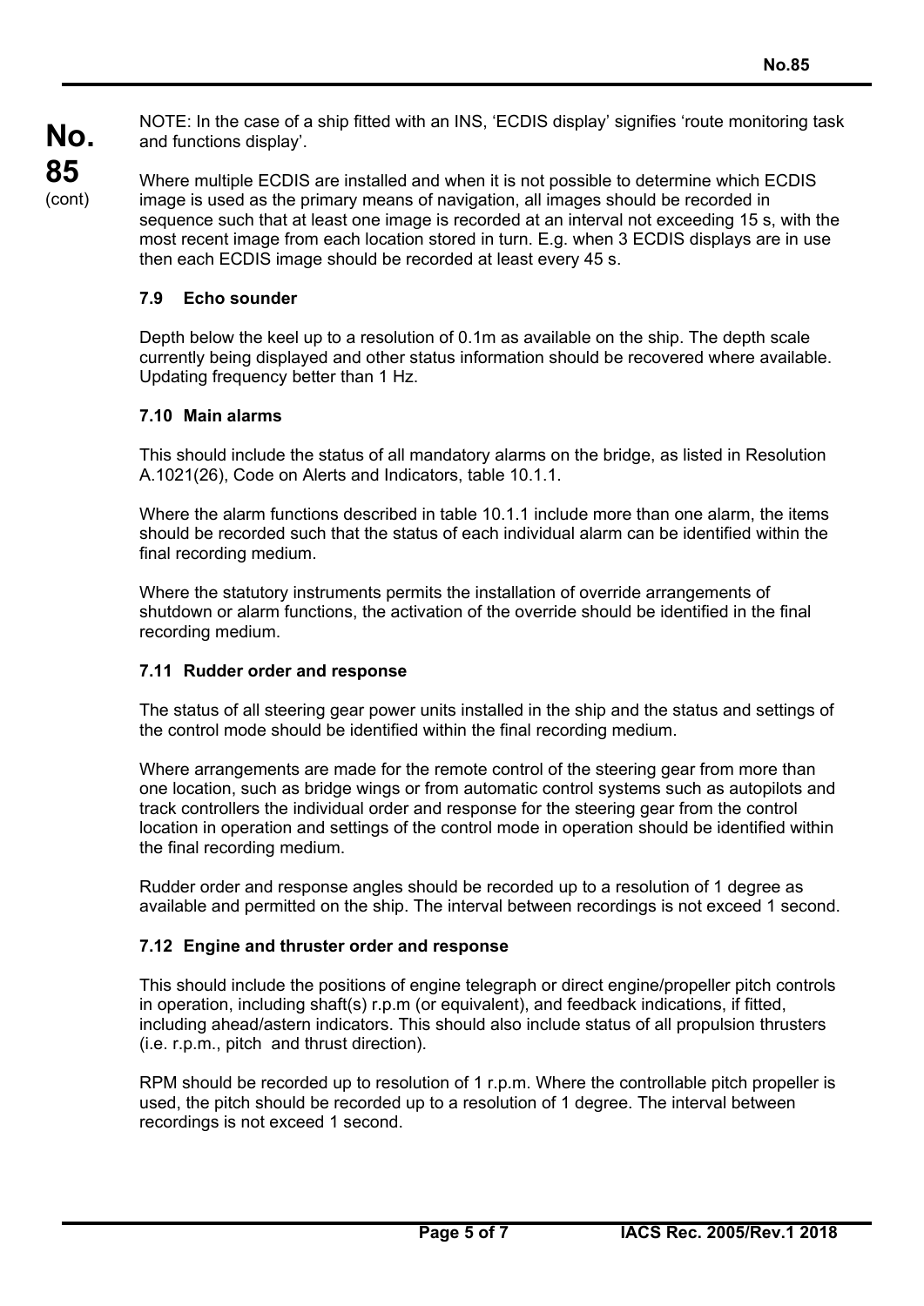NOTE: In the case of a ship fitted with an INS, 'ECDIS display' signifies 'route monitoring task and functions display'.

Where multiple ECDIS are installed and when it is not possible to determine which ECDIS image is used as the primary means of navigation, all images should be recorded in sequence such that at least one image is recorded at an interval not exceeding 15 s, with the most recent image from each location stored in turn. E.g. when 3 ECDIS displays are in use then each ECDIS image should be recorded at least every 45 s.

### 7.9 Echo sounder

Depth below the keel up to a resolution of 0.1m as available on the ship. The depth scale currently being displayed and other status information should be recovered where available. Updating frequency better than 1 Hz.

### 7.10 Main alarms

This should include the status of all mandatory alarms on the bridge, as listed in Resolution A.1021(26), Code on Alerts and Indicators, table 10.1.1.

Where the alarm functions described in table 10.1.1 include more than one alarm, the items should be recorded such that the status of each individual alarm can be identified within the final recording medium.

Where the statutory instruments permits the installation of override arrangements of shutdown or alarm functions, the activation of the override should be identified in the final recording medium.

### 7.11 Rudder order and response

The status of all steering gear power units installed in the ship and the status and settings of the control mode should be identified within the final recording medium.

Where arrangements are made for the remote control of the steering gear from more than one location, such as bridge wings or from automatic control systems such as autopilots and track controllers the individual order and response for the steering gear from the control location in operation and settings of the control mode in operation should be identified within the final recording medium.

Rudder order and response angles should be recorded up to a resolution of 1 degree as available and permitted on the ship. The interval between recordings is not exceed 1 second.

### 7.12 Engine and thruster order and response

This should include the positions of engine telegraph or direct engine/propeller pitch controls in operation, including shaft(s) r.p.m (or equivalent), and feedback indications, if fitted, including ahead/astern indicators. This should also include status of all propulsion thrusters (i.e. r.p.m., pitch and thrust direction).

RPM should be recorded up to resolution of 1 r.p.m. Where the controllable pitch propeller is used, the pitch should be recorded up to a resolution of 1 degree. The interval between recordings is not exceed 1 second.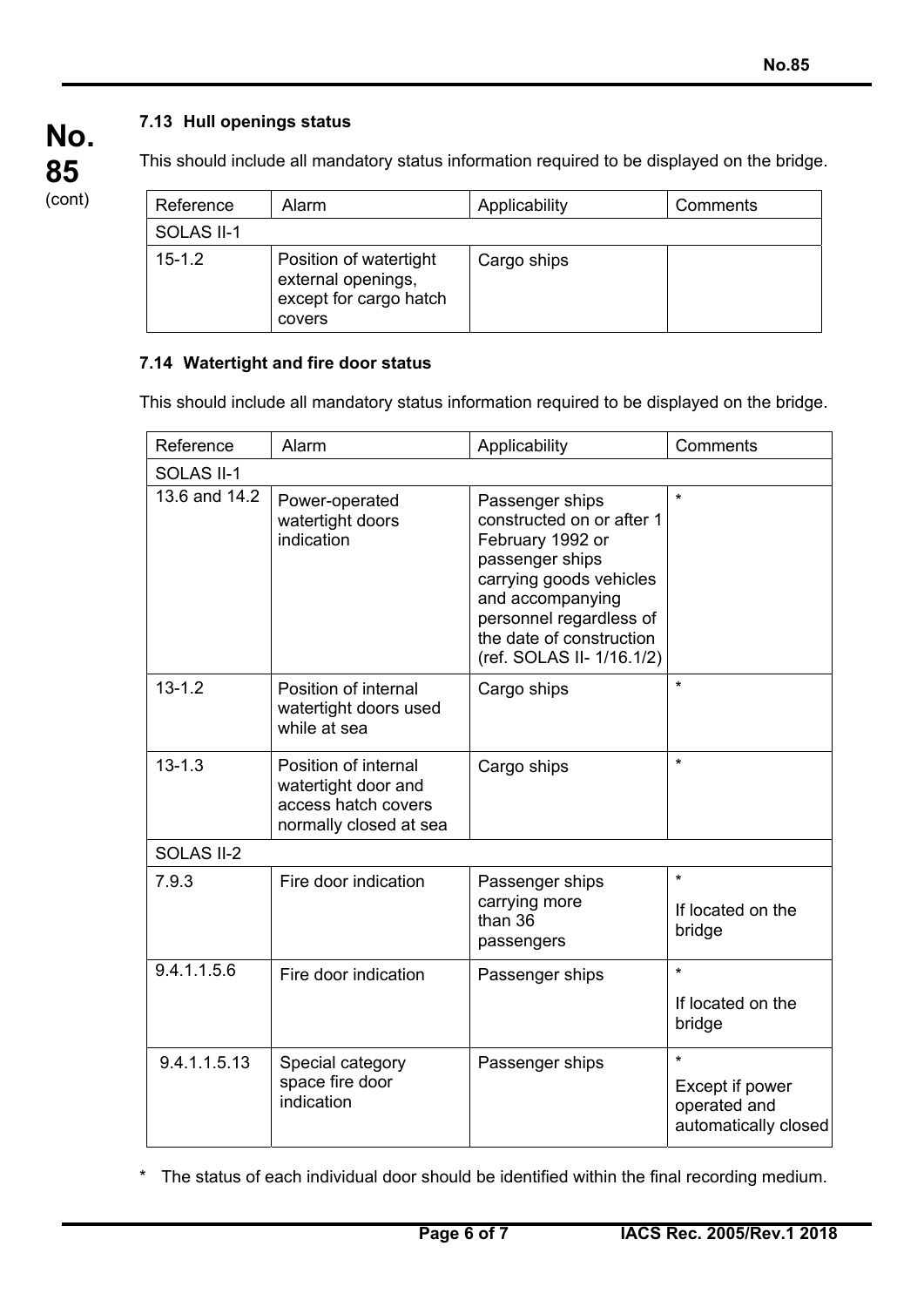### 7.13 Hull openings status

This should include all mandatory status information required to be displayed on the bridge.

| Reference | Alarm | Applicability | Comments |
|---|---|---|---|
| SOLAS II-1 | | | |
| 15-1.2 | Position of watertight external openings, except for cargo hatch covers | Cargo ships | |

### 7.14 Watertight and fire door status

This should include all mandatory status information required to be displayed on the bridge.

| Reference | Alarm | Applicability | Comments |
|---|---|---|---|
| SOLAS II-1 | | | |
| 13.6 and 14.2 | Power-operated watertight doors indication | Passenger ships constructed on or after 1 February 1992 or passenger ships carrying goods vehicles and accompanying personnel regardless of the date of construction (ref. SOLAS II- 1/16.1/2) | * |
| 13-1.2 | Position of internal watertight doors used while at sea | Cargo ships | * |
| 13-1.3 | Position of internal watertight door and access hatch covers normally closed at sea | Cargo ships | * |
| SOLAS II-2 | | | |
| 7.9.3 | Fire door indication | Passenger ships carrying more than 36 passengers | * If located on the bridge |
| 9.4.1.1.5.6 | Fire door indication | Passenger ships | * If located on the bridge |
| 9.4.1.1.5.13 | Special category space fire door indication | Passenger ships | * Except if power operated and automatically closed |

\* The status of each individual door should be identified within the final recording medium.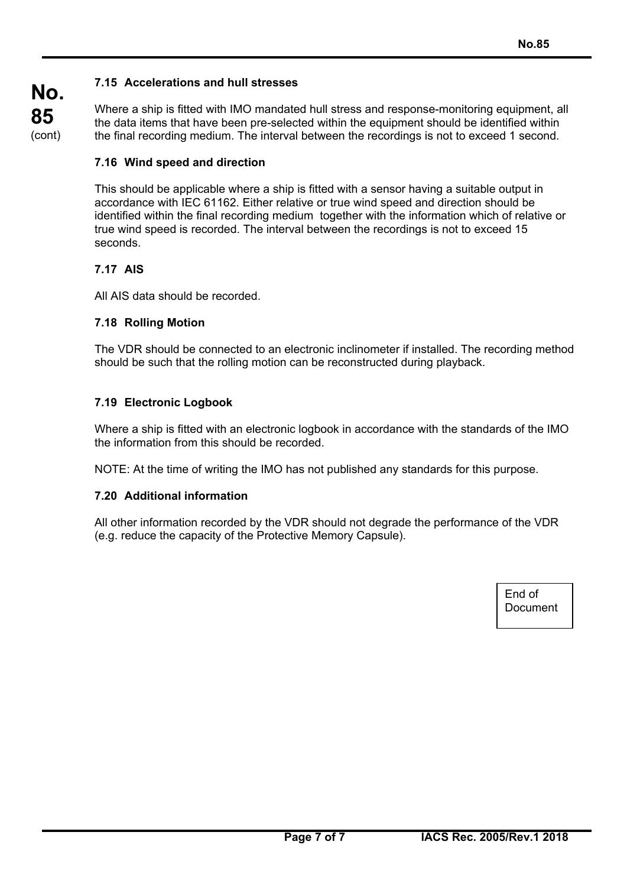### 7.15 Accelerations and hull stresses

Where a ship is fitted with IMO mandated hull stress and response-monitoring equipment, all the data items that have been pre-selected within the equipment should be identified within the final recording medium. The interval between the recordings is not to exceed 1 second.

### 7.16 Wind speed and direction

This should be applicable where a ship is fitted with a sensor having a suitable output in accordance with IEC 61162. Either relative or true wind speed and direction should be identified within the final recording medium together with the information which of relative or true wind speed is recorded. The interval between the recordings is not to exceed 15 seconds.

### 7.17 AIS

All AIS data should be recorded.

### 7.18 Rolling Motion

The VDR should be connected to an electronic inclinometer if installed. The recording method should be such that the rolling motion can be reconstructed during playback.

### 7.19 Electronic Logbook

Where a ship is fitted with an electronic logbook in accordance with the standards of the IMO the information from this should be recorded.

NOTE: At the time of writing the IMO has not published any standards for this purpose.

### 7.20 Additional information

All other information recorded by the VDR should not degrade the performance of the VDR (e.g. reduce the capacity of the Protective Memory Capsule).

End of Document